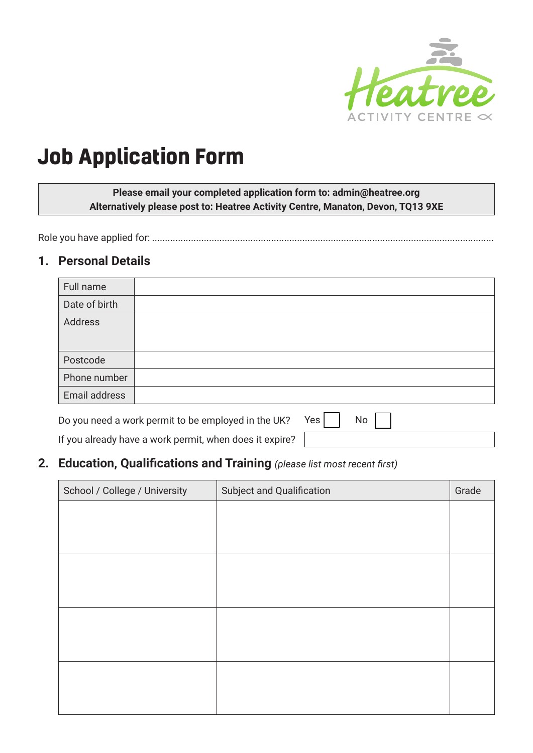Heatree ACTIVITY CENTRE

# Job Application Form

**Please email your completed application form to: admin@heatree.org**
**Alternatively please post to: Heatree Activity Centre, Manaton, Devon, TQ13 9XE**

Role you have applied for: ..................................................................................................................................

## 1. Personal Details

| Full name | |
|---|---|
| Date of birth | |
| Address | |
| Postcode | |
| Phone number | |
| Email address | |

Do you need a work permit to be employed in the UK? Yes ☐ No ☐

If you already have a work permit, when does it expire?

## 2. Education, Qualifications and Training *(please list most recent first)*

| School / College / University | Subject and Qualification | Grade |
|---|---|---|
| | | |
| | | |
| | | |
| | | |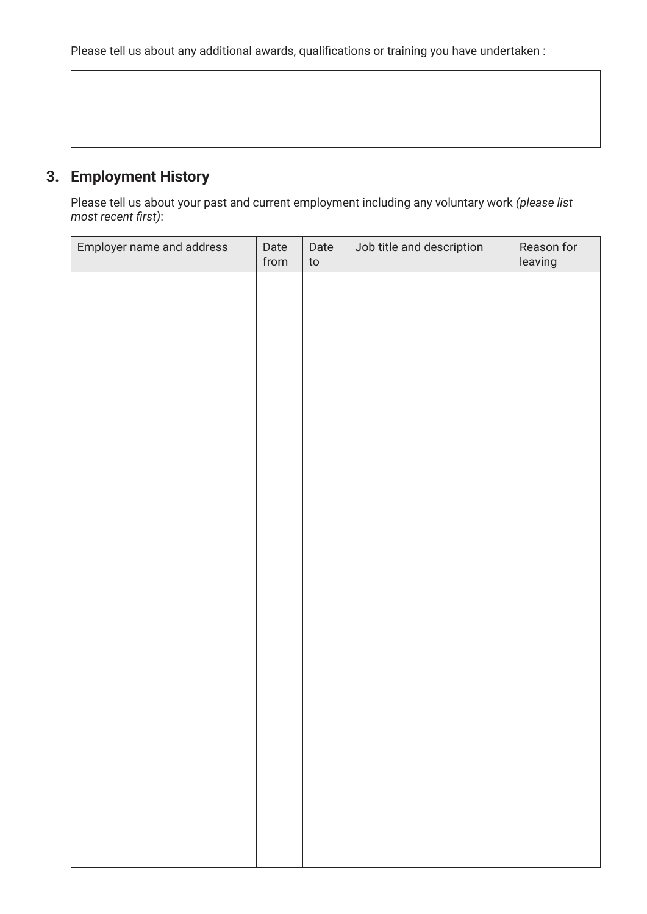Please tell us about any additional awards, qualifications or training you have undertaken :

## 3. Employment History

Please tell us about your past and current employment including any voluntary work *(please list most recent first)*:

| Employer name and address | Date from | Date to | Job title and description | Reason for leaving |
|---|---|---|---|---|
| | | | | |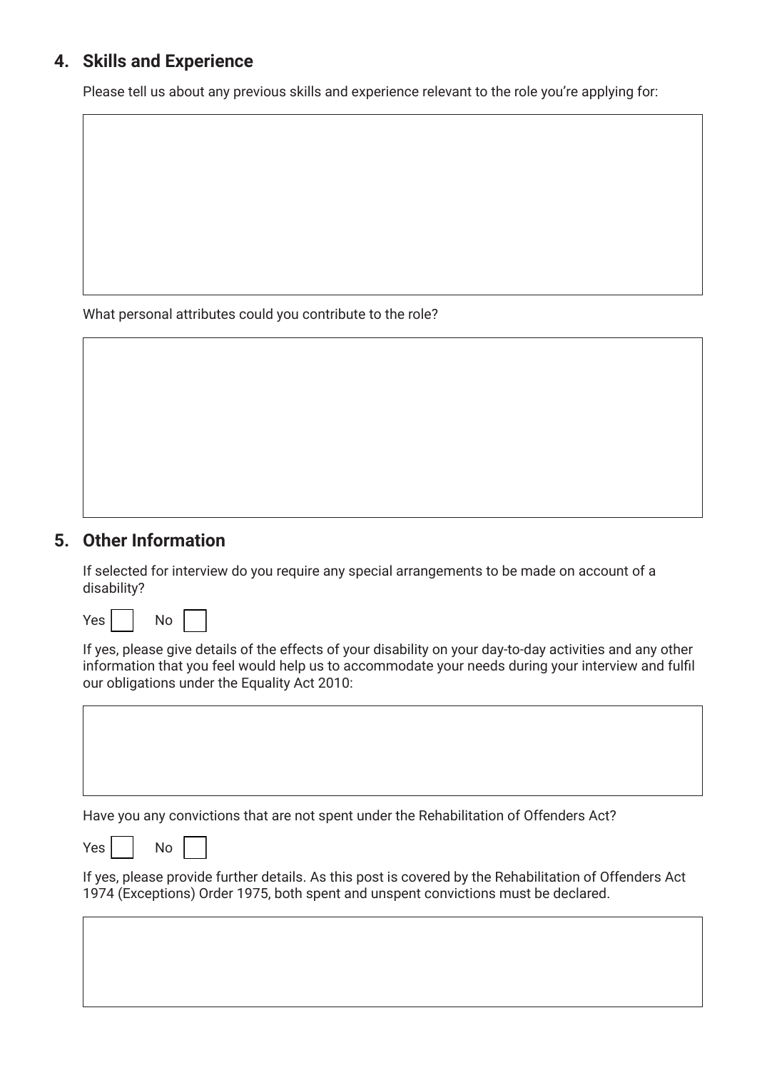## 4. Skills and Experience

Please tell us about any previous skills and experience relevant to the role you're applying for:

What personal attributes could you contribute to the role?

## 5. Other Information

If selected for interview do you require any special arrangements to be made on account of a disability?

Yes ☐ No ☐

If yes, please give details of the effects of your disability on your day-to-day activities and any other information that you feel would help us to accommodate your needs during your interview and fulfil our obligations under the Equality Act 2010:

Have you any convictions that are not spent under the Rehabilitation of Offenders Act?

Yes ☐ No ☐

If yes, please provide further details. As this post is covered by the Rehabilitation of Offenders Act 1974 (Exceptions) Order 1975, both spent and unspent convictions must be declared.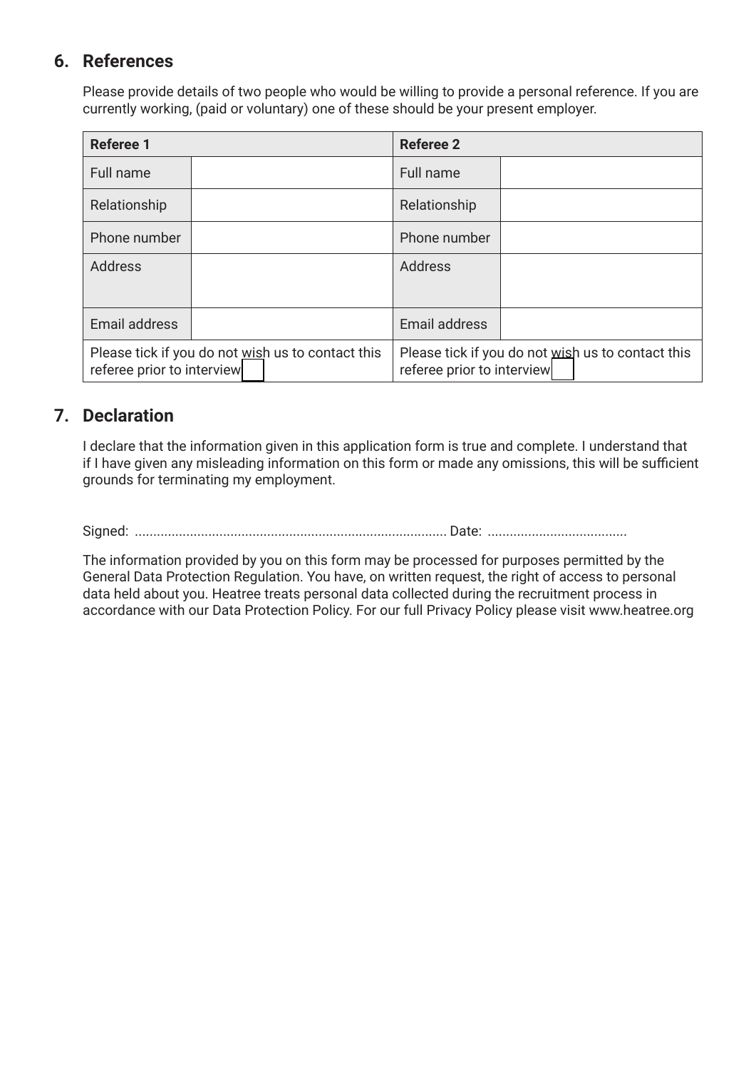## 6. References

Please provide details of two people who would be willing to provide a personal reference. If you are currently working, (paid or voluntary) one of these should be your present employer.

| **Referee 1** | | **Referee 2** | |
|---|---|---|---|
| Full name | | Full name | |
| Relationship | | Relationship | |
| Phone number | | Phone number | |
| Address | | Address | |
| Email address | | Email address | |
| Please tick if you do not wish us to contact this referee prior to interview ☐ | | Please tick if you do not wish us to contact this referee prior to interview ☐ | |

## 7. Declaration

I declare that the information given in this application form is true and complete. I understand that if I have given any misleading information on this form or made any omissions, this will be sufficient grounds for terminating my employment.

Signed: .................................................................................... Date: .....................................

The information provided by you on this form may be processed for purposes permitted by the General Data Protection Regulation. You have, on written request, the right of access to personal data held about you. Heatree treats personal data collected during the recruitment process in accordance with our Data Protection Policy. For our full Privacy Policy please visit www.heatree.org